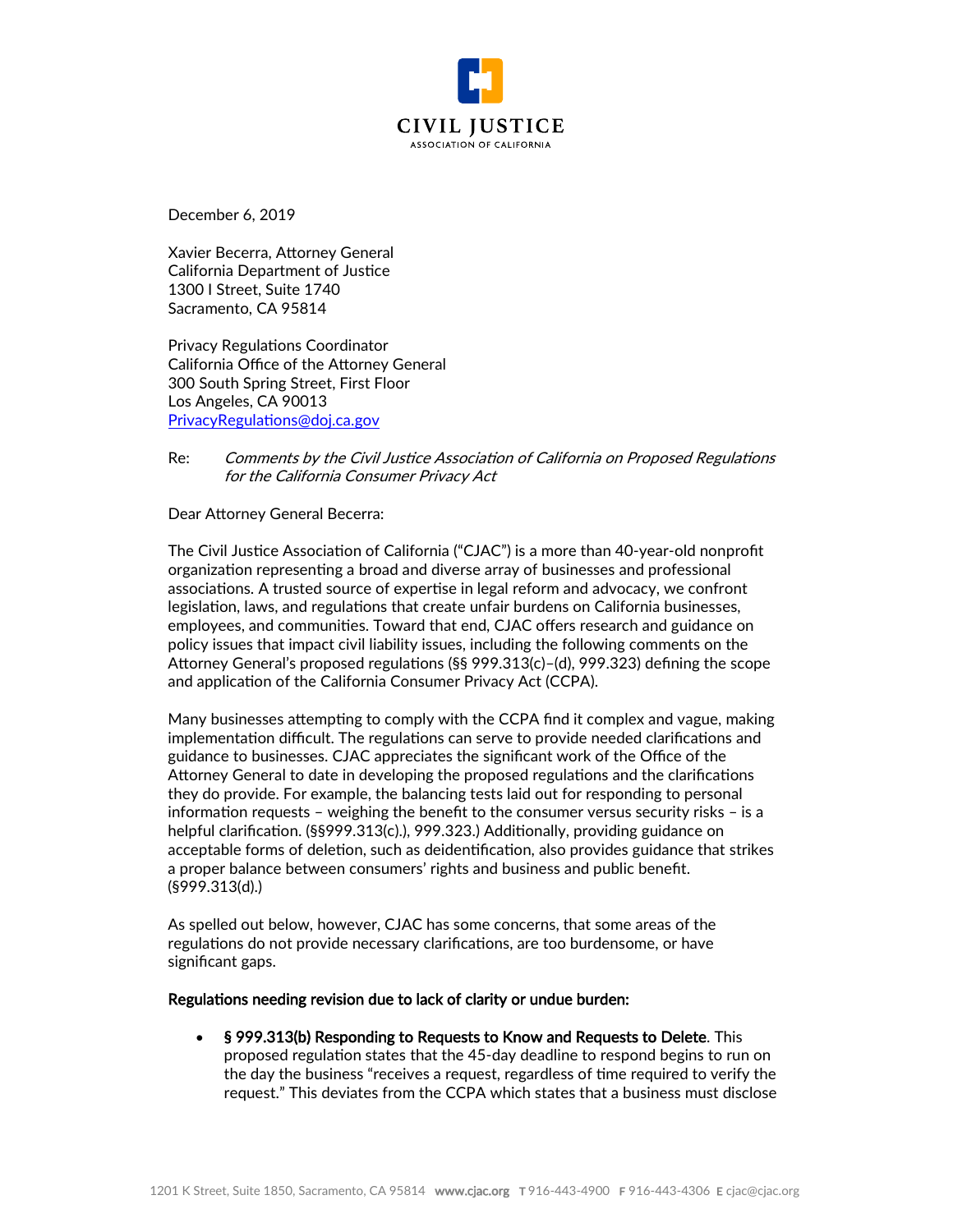CIVIL JUSTICE

ASSOCIATION OF CALIFORNIA

December 6, 2019

Xavier Becerra, Attorney General
California Department of Justice
1300 I Street, Suite 1740
Sacramento, CA 95814

Privacy Regulations Coordinator
California Office of the Attorney General
300 South Spring Street, First Floor
Los Angeles, CA 90013
PrivacyRegulations@doj.ca.gov

Re: *Comments by the Civil Justice Association of California on Proposed Regulations for the California Consumer Privacy Act*

Dear Attorney General Becerra:

The Civil Justice Association of California ("CJAC") is a more than 40-year-old nonprofit organization representing a broad and diverse array of businesses and professional associations. A trusted source of expertise in legal reform and advocacy, we confront legislation, laws, and regulations that create unfair burdens on California businesses, employees, and communities. Toward that end, CJAC offers research and guidance on policy issues that impact civil liability issues, including the following comments on the Attorney General's proposed regulations (§§ 999.313(c)–(d), 999.323) defining the scope and application of the California Consumer Privacy Act (CCPA).

Many businesses attempting to comply with the CCPA find it complex and vague, making implementation difficult. The regulations can serve to provide needed clarifications and guidance to businesses. CJAC appreciates the significant work of the Office of the Attorney General to date in developing the proposed regulations and the clarifications they do provide. For example, the balancing tests laid out for responding to personal information requests – weighing the benefit to the consumer versus security risks – is a helpful clarification. (§§999.313(c).), 999.323.) Additionally, providing guidance on acceptable forms of deletion, such as deidentification, also provides guidance that strikes a proper balance between consumers' rights and business and public benefit. (§999.313(d).)

As spelled out below, however, CJAC has some concerns, that some areas of the regulations do not provide necessary clarifications, are too burdensome, or have significant gaps.

**Regulations needing revision due to lack of clarity or undue burden:**

- **§ 999.313(b) Responding to Requests to Know and Requests to Delete**. This proposed regulation states that the 45-day deadline to respond begins to run on the day the business "receives a request, regardless of time required to verify the request." This deviates from the CCPA which states that a business must disclose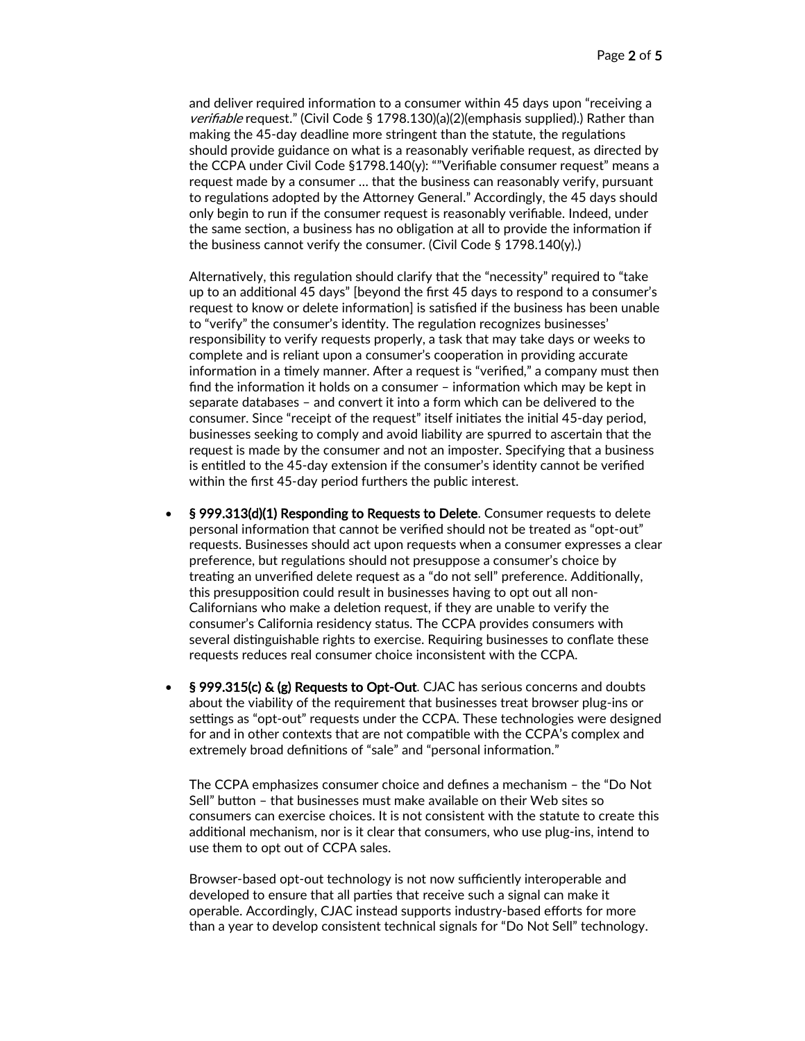and deliver required information to a consumer within 45 days upon "receiving a *verifiable* request." (Civil Code § 1798.130)(a)(2)(emphasis supplied).) Rather than making the 45-day deadline more stringent than the statute, the regulations should provide guidance on what is a reasonably verifiable request, as directed by the CCPA under Civil Code §1798.140(y): ""Verifiable consumer request" means a request made by a consumer … that the business can reasonably verify, pursuant to regulations adopted by the Attorney General." Accordingly, the 45 days should only begin to run if the consumer request is reasonably verifiable. Indeed, under the same section, a business has no obligation at all to provide the information if the business cannot verify the consumer. (Civil Code § 1798.140(y).)

Alternatively, this regulation should clarify that the "necessity" required to "take up to an additional 45 days" [beyond the first 45 days to respond to a consumer's request to know or delete information] is satisfied if the business has been unable to "verify" the consumer's identity. The regulation recognizes businesses' responsibility to verify requests properly, a task that may take days or weeks to complete and is reliant upon a consumer's cooperation in providing accurate information in a timely manner. After a request is "verified," a company must then find the information it holds on a consumer – information which may be kept in separate databases – and convert it into a form which can be delivered to the consumer. Since "receipt of the request" itself initiates the initial 45-day period, businesses seeking to comply and avoid liability are spurred to ascertain that the request is made by the consumer and not an imposter. Specifying that a business is entitled to the 45-day extension if the consumer's identity cannot be verified within the first 45-day period furthers the public interest.

- **§ 999.313(d)(1) Responding to Requests to Delete**. Consumer requests to delete personal information that cannot be verified should not be treated as "opt-out" requests. Businesses should act upon requests when a consumer expresses a clear preference, but regulations should not presuppose a consumer's choice by treating an unverified delete request as a "do not sell" preference. Additionally, this presupposition could result in businesses having to opt out all non-Californians who make a deletion request, if they are unable to verify the consumer's California residency status. The CCPA provides consumers with several distinguishable rights to exercise. Requiring businesses to conflate these requests reduces real consumer choice inconsistent with the CCPA.

- **§ 999.315(c) & (g) Requests to Opt-Out**. CJAC has serious concerns and doubts about the viability of the requirement that businesses treat browser plug-ins or settings as "opt-out" requests under the CCPA. These technologies were designed for and in other contexts that are not compatible with the CCPA's complex and extremely broad definitions of "sale" and "personal information."

  The CCPA emphasizes consumer choice and defines a mechanism – the "Do Not Sell" button – that businesses must make available on their Web sites so consumers can exercise choices. It is not consistent with the statute to create this additional mechanism, nor is it clear that consumers, who use plug-ins, intend to use them to opt out of CCPA sales.

  Browser-based opt-out technology is not now sufficiently interoperable and developed to ensure that all parties that receive such a signal can make it operable. Accordingly, CJAC instead supports industry-based efforts for more than a year to develop consistent technical signals for "Do Not Sell" technology.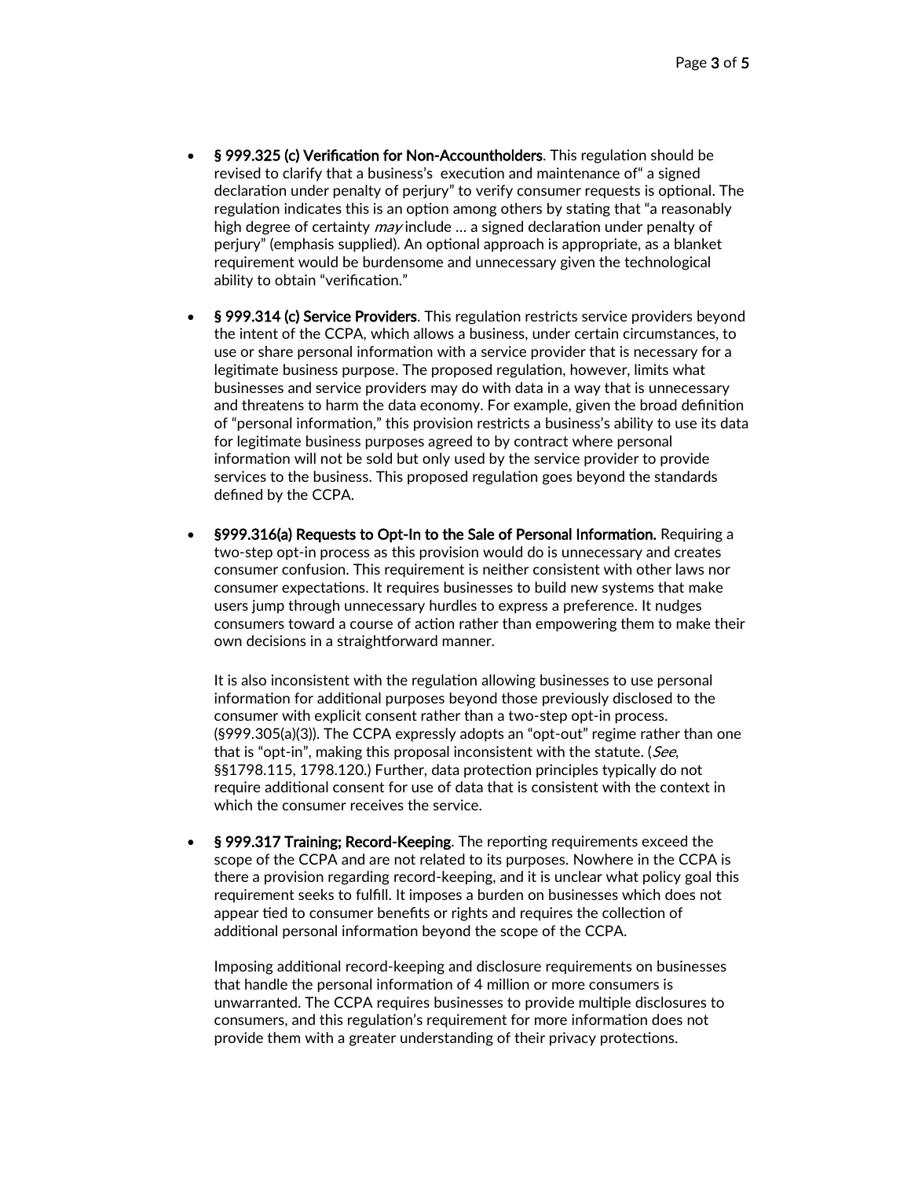- **§ 999.325 (c) Verification for Non-Accountholders**. This regulation should be revised to clarify that a business's execution and maintenance of" a signed declaration under penalty of perjury" to verify consumer requests is optional. The regulation indicates this is an option among others by stating that "a reasonably high degree of certainty *may* include … a signed declaration under penalty of perjury" (emphasis supplied). An optional approach is appropriate, as a blanket requirement would be burdensome and unnecessary given the technological ability to obtain "verification."

- **§ 999.314 (c) Service Providers**. This regulation restricts service providers beyond the intent of the CCPA, which allows a business, under certain circumstances, to use or share personal information with a service provider that is necessary for a legitimate business purpose. The proposed regulation, however, limits what businesses and service providers may do with data in a way that is unnecessary and threatens to harm the data economy. For example, given the broad definition of "personal information," this provision restricts a business's ability to use its data for legitimate business purposes agreed to by contract where personal information will not be sold but only used by the service provider to provide services to the business. This proposed regulation goes beyond the standards defined by the CCPA.

- **§999.316(a) Requests to Opt-In to the Sale of Personal Information.** Requiring a two-step opt-in process as this provision would do is unnecessary and creates consumer confusion. This requirement is neither consistent with other laws nor consumer expectations. It requires businesses to build new systems that make users jump through unnecessary hurdles to express a preference. It nudges consumers toward a course of action rather than empowering them to make their own decisions in a straightforward manner.

  It is also inconsistent with the regulation allowing businesses to use personal information for additional purposes beyond those previously disclosed to the consumer with explicit consent rather than a two-step opt-in process. (§999.305(a)(3)). The CCPA expressly adopts an "opt-out" regime rather than one that is "opt-in", making this proposal inconsistent with the statute. (*See*, §§1798.115, 1798.120.) Further, data protection principles typically do not require additional consent for use of data that is consistent with the context in which the consumer receives the service.

- **§ 999.317 Training; Record-Keeping**. The reporting requirements exceed the scope of the CCPA and are not related to its purposes. Nowhere in the CCPA is there a provision regarding record-keeping, and it is unclear what policy goal this requirement seeks to fulfill. It imposes a burden on businesses which does not appear tied to consumer benefits or rights and requires the collection of additional personal information beyond the scope of the CCPA.

  Imposing additional record-keeping and disclosure requirements on businesses that handle the personal information of 4 million or more consumers is unwarranted. The CCPA requires businesses to provide multiple disclosures to consumers, and this regulation's requirement for more information does not provide them with a greater understanding of their privacy protections.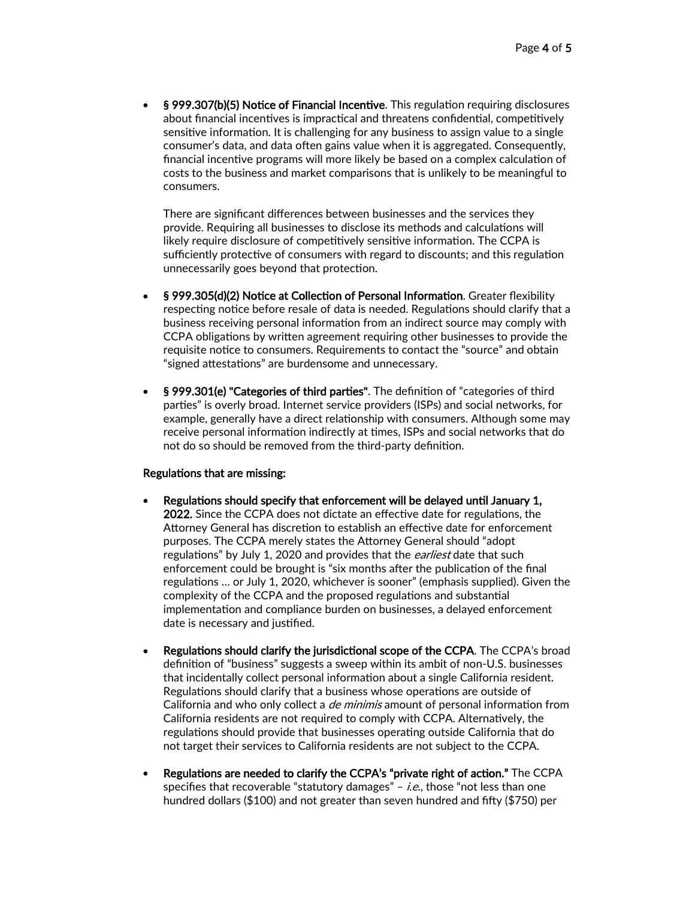- **§ 999.307(b)(5) Notice of Financial Incentive**. This regulation requiring disclosures about financial incentives is impractical and threatens confidential, competitively sensitive information. It is challenging for any business to assign value to a single consumer's data, and data often gains value when it is aggregated. Consequently, financial incentive programs will more likely be based on a complex calculation of costs to the business and market comparisons that is unlikely to be meaningful to consumers.

  There are significant differences between businesses and the services they provide. Requiring all businesses to disclose its methods and calculations will likely require disclosure of competitively sensitive information. The CCPA is sufficiently protective of consumers with regard to discounts; and this regulation unnecessarily goes beyond that protection.

- **§ 999.305(d)(2) Notice at Collection of Personal Information**. Greater flexibility respecting notice before resale of data is needed. Regulations should clarify that a business receiving personal information from an indirect source may comply with CCPA obligations by written agreement requiring other businesses to provide the requisite notice to consumers. Requirements to contact the "source" and obtain "signed attestations" are burdensome and unnecessary.

- **§ 999.301(e) "Categories of third parties"**. The definition of "categories of third parties" is overly broad. Internet service providers (ISPs) and social networks, for example, generally have a direct relationship with consumers. Although some may receive personal information indirectly at times, ISPs and social networks that do not do so should be removed from the third-party definition.

**Regulations that are missing:**

- **Regulations should specify that enforcement will be delayed until January 1, 2022.** Since the CCPA does not dictate an effective date for regulations, the Attorney General has discretion to establish an effective date for enforcement purposes. The CCPA merely states the Attorney General should "adopt regulations" by July 1, 2020 and provides that the *earliest* date that such enforcement could be brought is "six months after the publication of the final regulations … or July 1, 2020, whichever is sooner" (emphasis supplied). Given the complexity of the CCPA and the proposed regulations and substantial implementation and compliance burden on businesses, a delayed enforcement date is necessary and justified.

- **Regulations should clarify the jurisdictional scope of the CCPA**. The CCPA's broad definition of "business" suggests a sweep within its ambit of non-U.S. businesses that incidentally collect personal information about a single California resident. Regulations should clarify that a business whose operations are outside of California and who only collect a *de minimis* amount of personal information from California residents are not required to comply with CCPA. Alternatively, the regulations should provide that businesses operating outside California that do not target their services to California residents are not subject to the CCPA.

- **Regulations are needed to clarify the CCPA's "private right of action."** The CCPA specifies that recoverable "statutory damages" – *i.e.*, those "not less than one hundred dollars ($100) and not greater than seven hundred and fifty ($750) per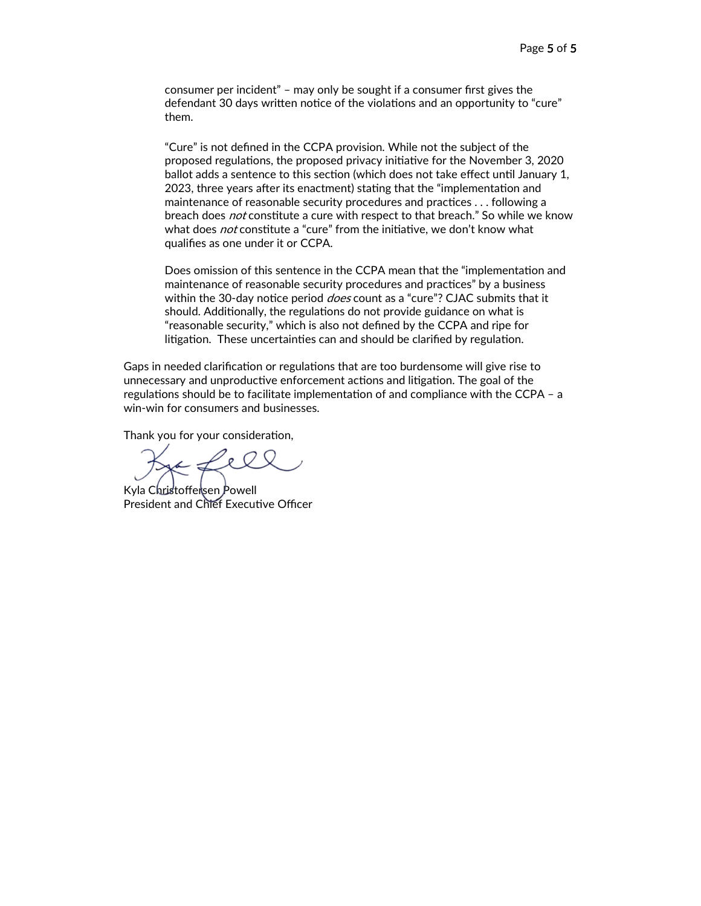consumer per incident" – may only be sought if a consumer first gives the defendant 30 days written notice of the violations and an opportunity to "cure" them.

"Cure" is not defined in the CCPA provision. While not the subject of the proposed regulations, the proposed privacy initiative for the November 3, 2020 ballot adds a sentence to this section (which does not take effect until January 1, 2023, three years after its enactment) stating that the "implementation and maintenance of reasonable security procedures and practices . . . following a breach does *not* constitute a cure with respect to that breach." So while we know what does *not* constitute a "cure" from the initiative, we don't know what qualifies as one under it or CCPA.

Does omission of this sentence in the CCPA mean that the "implementation and maintenance of reasonable security procedures and practices" by a business within the 30-day notice period *does* count as a "cure"? CJAC submits that it should. Additionally, the regulations do not provide guidance on what is "reasonable security," which is also not defined by the CCPA and ripe for litigation. These uncertainties can and should be clarified by regulation.

Gaps in needed clarification or regulations that are too burdensome will give rise to unnecessary and unproductive enforcement actions and litigation. The goal of the regulations should be to facilitate implementation of and compliance with the CCPA – a win-win for consumers and businesses.

Thank you for your consideration,

Kyla Christoffersen Powell
President and Chief Executive Officer